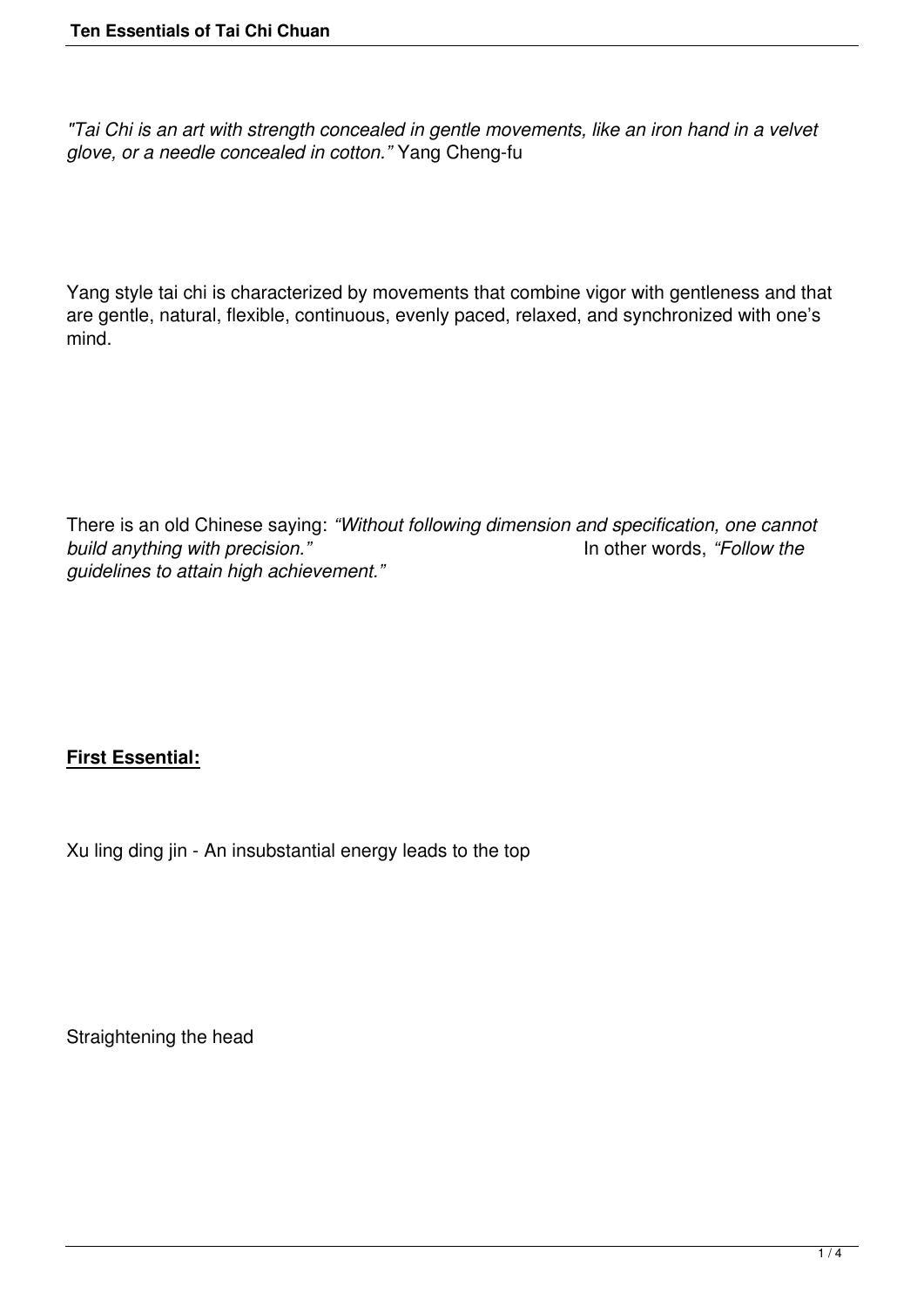*"Tai Chi is an art with strength concealed in gentle movements, like an iron hand in a velvet glove, or a needle concealed in cotton."* Yang Cheng-fu

Yang style tai chi is characterized by movements that combine vigor with gentleness and that are gentle, natural, flexible, continuous, evenly paced, relaxed, and synchronized with one's mind.

There is an old Chinese saying: *"Without following dimension and specification, one cannot build anything with precision."* In other words, *"Follow the guidelines to attain high achievement."*

**First Essential:**

Xu ling ding jin - An insubstantial energy leads to the top

Straightening the head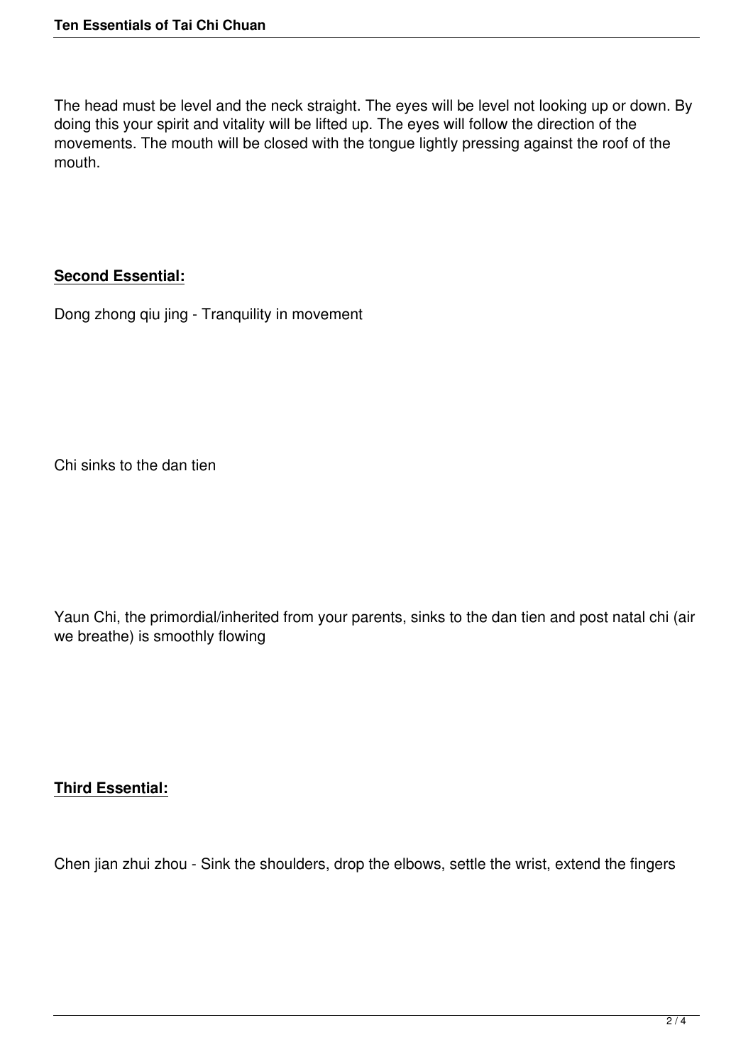The head must be level and the neck straight. The eyes will be level not looking up or down. By doing this your spirit and vitality will be lifted up. The eyes will follow the direction of the movements. The mouth will be closed with the tongue lightly pressing against the roof of the mouth.

**Second Essential:**

Dong zhong qiu jing - Tranquility in movement

Chi sinks to the dan tien

Yaun Chi, the primordial/inherited from your parents, sinks to the dan tien and post natal chi (air we breathe) is smoothly flowing

**Third Essential:**

Chen jian zhui zhou - Sink the shoulders, drop the elbows, settle the wrist, extend the fingers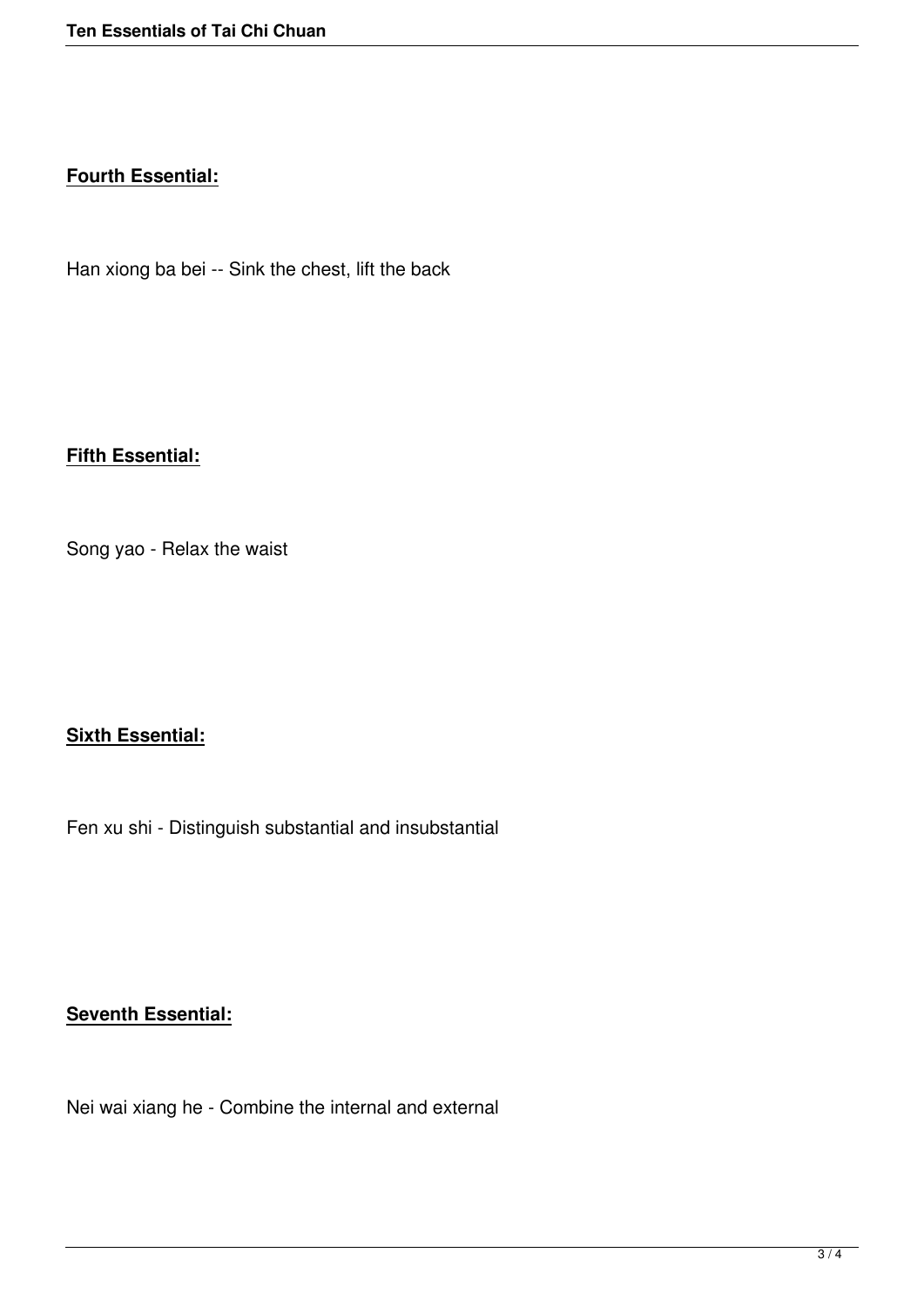**Fourth Essential:**

Han xiong ba bei -- Sink the chest, lift the back

**Fifth Essential:**

Song yao - Relax the waist

**Sixth Essential:**

Fen xu shi - Distinguish substantial and insubstantial

**Seventh Essential:**

Nei wai xiang he - Combine the internal and external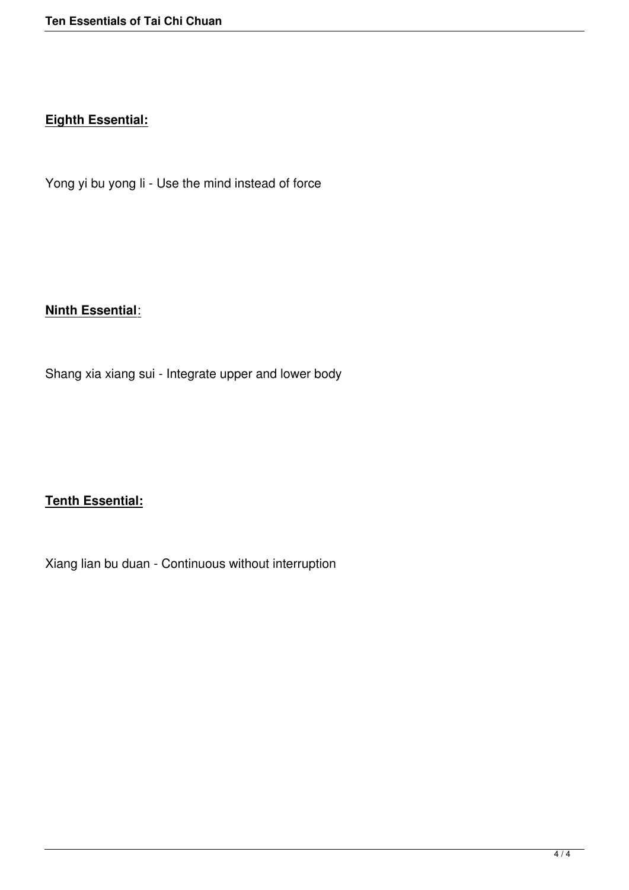**Eighth Essential:**

Yong yi bu yong li - Use the mind instead of force

**Ninth Essential**:

Shang xia xiang sui - Integrate upper and lower body

**Tenth Essential:**

Xiang lian bu duan - Continuous without interruption